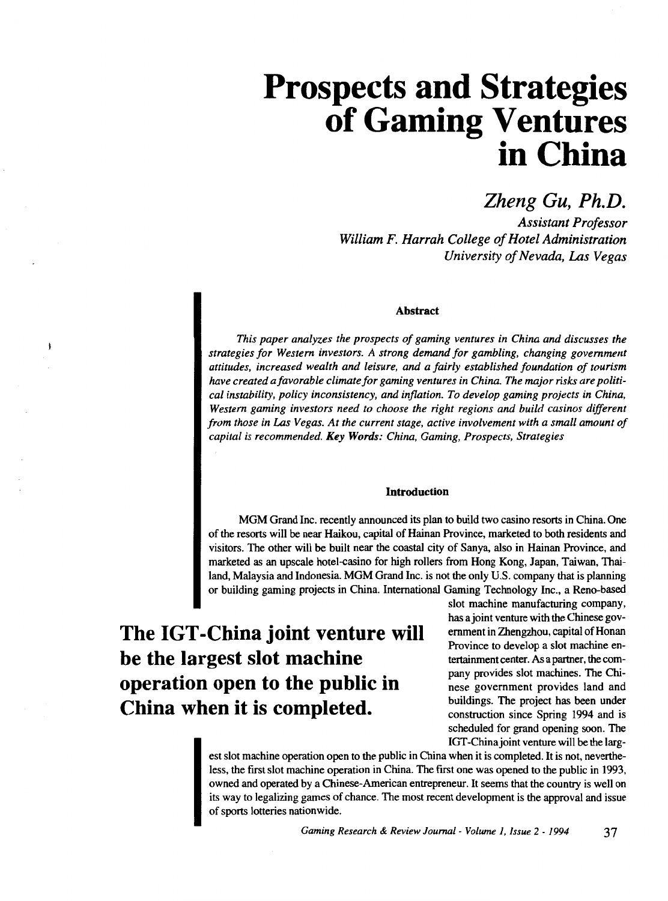# Prospects and Strategies of Gaming Ventures in China

*Zheng Gu, Ph.D.*

*Assistant Professor*
*William F. Harrah College of Hotel Administration*
*University of Nevada, Las Vegas*

#### Abstract

*This paper analyzes the prospects of gaming ventures in China and discusses the strategies for Western investors. A strong demand for gambling, changing government attitudes, increased wealth and leisure, and a fairly established foundation of tourism have created a favorable climate for gaming ventures in China. The major risks are political instability, policy inconsistency, and inflation. To develop gaming projects in China, Western gaming investors need to choose the right regions and build casinos different from those in Las Vegas. At the current stage, active involvement with a small amount of capital is recommended.* ***Key Words:*** *China, Gaming, Prospects, Strategies*

#### Introduction

MGM Grand Inc. recently announced its plan to build two casino resorts in China. One of the resorts will be near Haikou, capital of Hainan Province, marketed to both residents and visitors. The other will be built near the coastal city of Sanya, also in Hainan Province, and marketed as an upscale hotel-casino for high rollers from Hong Kong, Japan, Taiwan, Thailand, Malaysia and Indonesia. MGM Grand Inc. is not the only U.S. company that is planning or building gaming projects in China. International Gaming Technology Inc., a Reno-based slot machine manufacturing company, has a joint venture with the Chinese government in Zhengzhou, capital of Honan Province to develop a slot machine entertainment center. As a partner, the company provides slot machines. The Chinese government provides land and buildings. The project has been under construction since Spring 1994 and is scheduled for grand opening soon. The IGT-China joint venture will be the largest slot machine operation open to the public in China when it is completed. It is not, nevertheless, the first slot machine operation in China. The first one was opened to the public in 1993, owned and operated by a Chinese-American entrepreneur. It seems that the country is well on its way to legalizing games of chance. The most recent development is the approval and issue of sports lotteries nationwide.

**The IGT-China joint venture will be the largest slot machine operation open to the public in China when it is completed.**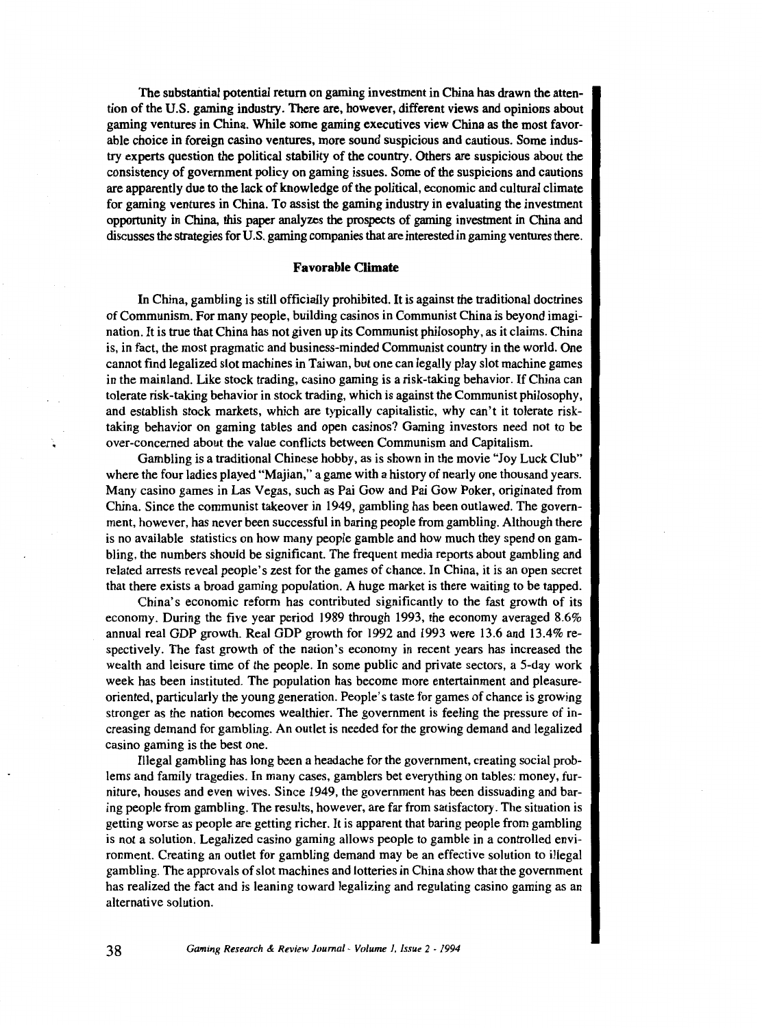The substantial potential return on gaming investment in China has drawn the attention of the U.S. gaming industry. There are, however, different views and opinions about gaming ventures in China. While some gaming executives view China as the most favorable choice in foreign casino ventures, more sound suspicious and cautious. Some industry experts question the political stability of the country. Others are suspicious about the consistency of government policy on gaming issues. Some of the suspicions and cautions are apparently due to the lack of knowledge of the political, economic and cultural climate for gaming ventures in China. To assist the gaming industry in evaluating the investment opportunity in China, this paper analyzes the prospects of gaming investment in China and discusses the strategies for U.S. gaming companies that are interested in gaming ventures there.

## Favorable Climate

In China, gambling is still officially prohibited. It is against the traditional doctrines of Communism. For many people, building casinos in Communist China is beyond imagination. It is true that China has not given up its Communist philosophy, as it claims. China is, in fact, the most pragmatic and business-minded Communist country in the world. One cannot find legalized slot machines in Taiwan, but one can legally play slot machine games in the mainland. Like stock trading, casino gaming is a risk-taking behavior. If China can tolerate risk-taking behavior in stock trading, which is against the Communist philosophy, and establish stock markets, which are typically capitalistic, why can't it tolerate risk-taking behavior on gaming tables and open casinos? Gaming investors need not to be over-concerned about the value conflicts between Communism and Capitalism.

Gambling is a traditional Chinese hobby, as is shown in the movie "Joy Luck Club" where the four ladies played "Majian," a game with a history of nearly one thousand years. Many casino games in Las Vegas, such as Pai Gow and Pai Gow Poker, originated from China. Since the communist takeover in 1949, gambling has been outlawed. The government, however, has never been successful in baring people from gambling. Although there is no available statistics on how many people gamble and how much they spend on gambling, the numbers should be significant. The frequent media reports about gambling and related arrests reveal people's zest for the games of chance. In China, it is an open secret that there exists a broad gaming population. A huge market is there waiting to be tapped.

China's economic reform has contributed significantly to the fast growth of its economy. During the five year period 1989 through 1993, the economy averaged 8.6% annual real GDP growth. Real GDP growth for 1992 and 1993 were 13.6 and 13.4% respectively. The fast growth of the nation's economy in recent years has increased the wealth and leisure time of the people. In some public and private sectors, a 5-day work week has been instituted. The population has become more entertainment and pleasure-oriented, particularly the young generation. People's taste for games of chance is growing stronger as the nation becomes wealthier. The government is feeling the pressure of increasing demand for gambling. An outlet is needed for the growing demand and legalized casino gaming is the best one.

Illegal gambling has long been a headache for the government, creating social problems and family tragedies. In many cases, gamblers bet everything on tables: money, furniture, houses and even wives. Since 1949, the government has been dissuading and baring people from gambling. The results, however, are far from satisfactory. The situation is getting worse as people are getting richer. It is apparent that baring people from gambling is not a solution. Legalized casino gaming allows people to gamble in a controlled environment. Creating an outlet for gambling demand may be an effective solution to illegal gambling. The approvals of slot machines and lotteries in China show that the government has realized the fact and is leaning toward legalizing and regulating casino gaming as an alternative solution.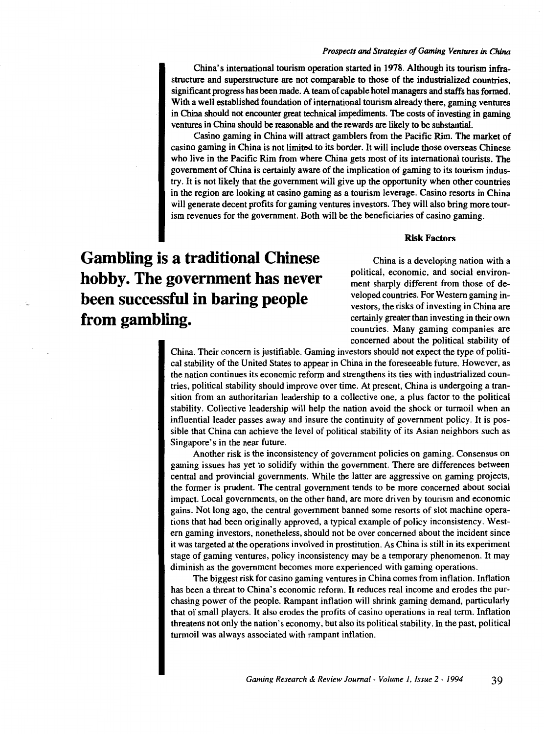China's international tourism operation started in 1978. Although its tourism infrastructure and superstructure are not comparable to those of the industrialized countries, significant progress has been made. A team of capable hotel managers and staffs has formed. With a well established foundation of international tourism already there, gaming ventures in China should not encounter great technical impediments. The costs of investing in gaming ventures in China should be reasonable and the rewards are likely to be substantial.

Casino gaming in China will attract gamblers from the Pacific Rim. The market of casino gaming in China is not limited to its border. It will include those overseas Chinese who live in the Pacific Rim from where China gets most of its international tourists. The government of China is certainly aware of the implication of gaming to its tourism industry. It is not likely that the government will give up the opportunity when other countries in the region are looking at casino gaming as a tourism leverage. Casino resorts in China will generate decent profits for gaming ventures investors. They will also bring more tourism revenues for the government. Both will be the beneficiaries of casino gaming.

**Gambling is a traditional Chinese hobby. The government has never been successful in baring people from gambling.**

### Risk Factors

China is a developing nation with a political, economic, and social environment sharply different from those of developed countries. For Western gaming investors, the risks of investing in China are certainly greater than investing in their own countries. Many gaming companies are concerned about the political stability of China. Their concern is justifiable. Gaming investors should not expect the type of political stability of the United States to appear in China in the foreseeable future. However, as the nation continues its economic reform and strengthens its ties with industrialized countries, political stability should improve over time. At present, China is undergoing a transition from an authoritarian leadership to a collective one, a plus factor to the political stability. Collective leadership will help the nation avoid the shock or turmoil when an influential leader passes away and insure the continuity of government policy. It is possible that China can achieve the level of political stability of its Asian neighbors such as Singapore's in the near future.

Another risk is the inconsistency of government policies on gaming. Consensus on gaming issues has yet to solidify within the government. There are differences between central and provincial governments. While the latter are aggressive on gaming projects, the former is prudent. The central government tends to be more concerned about social impact. Local governments, on the other hand, are more driven by tourism and economic gains. Not long ago, the central government banned some resorts of slot machine operations that had been originally approved, a typical example of policy inconsistency. Western gaming investors, nonetheless, should not be over concerned about the incident since it was targeted at the operations involved in prostitution. As China is still in its experiment stage of gaming ventures, policy inconsistency may be a temporary phenomenon. It may diminish as the government becomes more experienced with gaming operations.

The biggest risk for casino gaming ventures in China comes from inflation. Inflation has been a threat to China's economic reform. It reduces real income and erodes the purchasing power of the people. Rampant inflation will shrink gaming demand, particularly that of small players. It also erodes the profits of casino operations in real term. Inflation threatens not only the nation's economy, but also its political stability. In the past, political turmoil was always associated with rampant inflation.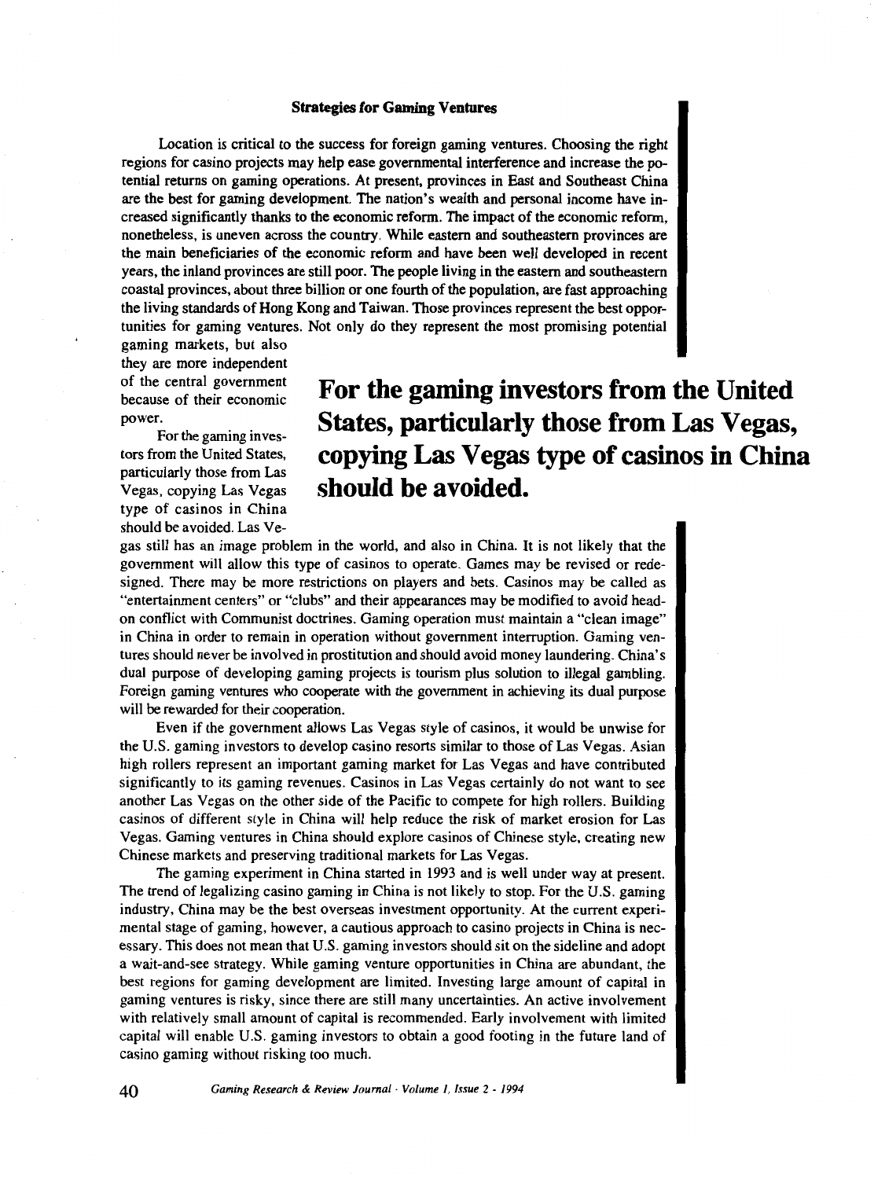### Strategies for Gaming Ventures

Location is critical to the success for foreign gaming ventures. Choosing the right regions for casino projects may help ease governmental interference and increase the potential returns on gaming operations. At present, provinces in East and Southeast China are the best for gaming development. The nation's wealth and personal income have increased significantly thanks to the economic reform. The impact of the economic reform, nonetheless, is uneven across the country. While eastern and southeastern provinces are the main beneficiaries of the economic reform and have been well developed in recent years, the inland provinces are still poor. The people living in the eastern and southeastern coastal provinces, about three billion or one fourth of the population, are fast approaching the living standards of Hong Kong and Taiwan. Those provinces represent the best opportunities for gaming ventures. Not only do they represent the most promising potential gaming markets, but also they are more independent of the central government because of their economic power.

> **For the gaming investors from the United States, particularly those from Las Vegas, copying Las Vegas type of casinos in China should be avoided.**

For the gaming investors from the United States, particularly those from Las Vegas, copying Las Vegas type of casinos in China should be avoided. Las Vegas still has an image problem in the world, and also in China. It is not likely that the government will allow this type of casinos to operate. Games may be revised or redesigned. There may be more restrictions on players and bets. Casinos may be called as "entertainment centers" or "clubs" and their appearances may be modified to avoid head-on conflict with Communist doctrines. Gaming operation must maintain a "clean image" in China in order to remain in operation without government interruption. Gaming ventures should never be involved in prostitution and should avoid money laundering. China's dual purpose of developing gaming projects is tourism plus solution to illegal gambling. Foreign gaming ventures who cooperate with the government in achieving its dual purpose will be rewarded for their cooperation.

Even if the government allows Las Vegas style of casinos, it would be unwise for the U.S. gaming investors to develop casino resorts similar to those of Las Vegas. Asian high rollers represent an important gaming market for Las Vegas and have contributed significantly to its gaming revenues. Casinos in Las Vegas certainly do not want to see another Las Vegas on the other side of the Pacific to compete for high rollers. Building casinos of different style in China will help reduce the risk of market erosion for Las Vegas. Gaming ventures in China should explore casinos of Chinese style, creating new Chinese markets and preserving traditional markets for Las Vegas.

The gaming experiment in China started in 1993 and is well under way at present. The trend of legalizing casino gaming in China is not likely to stop. For the U.S. gaming industry, China may be the best overseas investment opportunity. At the current experimental stage of gaming, however, a cautious approach to casino projects in China is necessary. This does not mean that U.S. gaming investors should sit on the sideline and adopt a wait-and-see strategy. While gaming venture opportunities in China are abundant, the best regions for gaming development are limited. Investing large amount of capital in gaming ventures is risky, since there are still many uncertainties. An active involvement with relatively small amount of capital is recommended. Early involvement with limited capital will enable U.S. gaming investors to obtain a good footing in the future land of casino gaming without risking too much.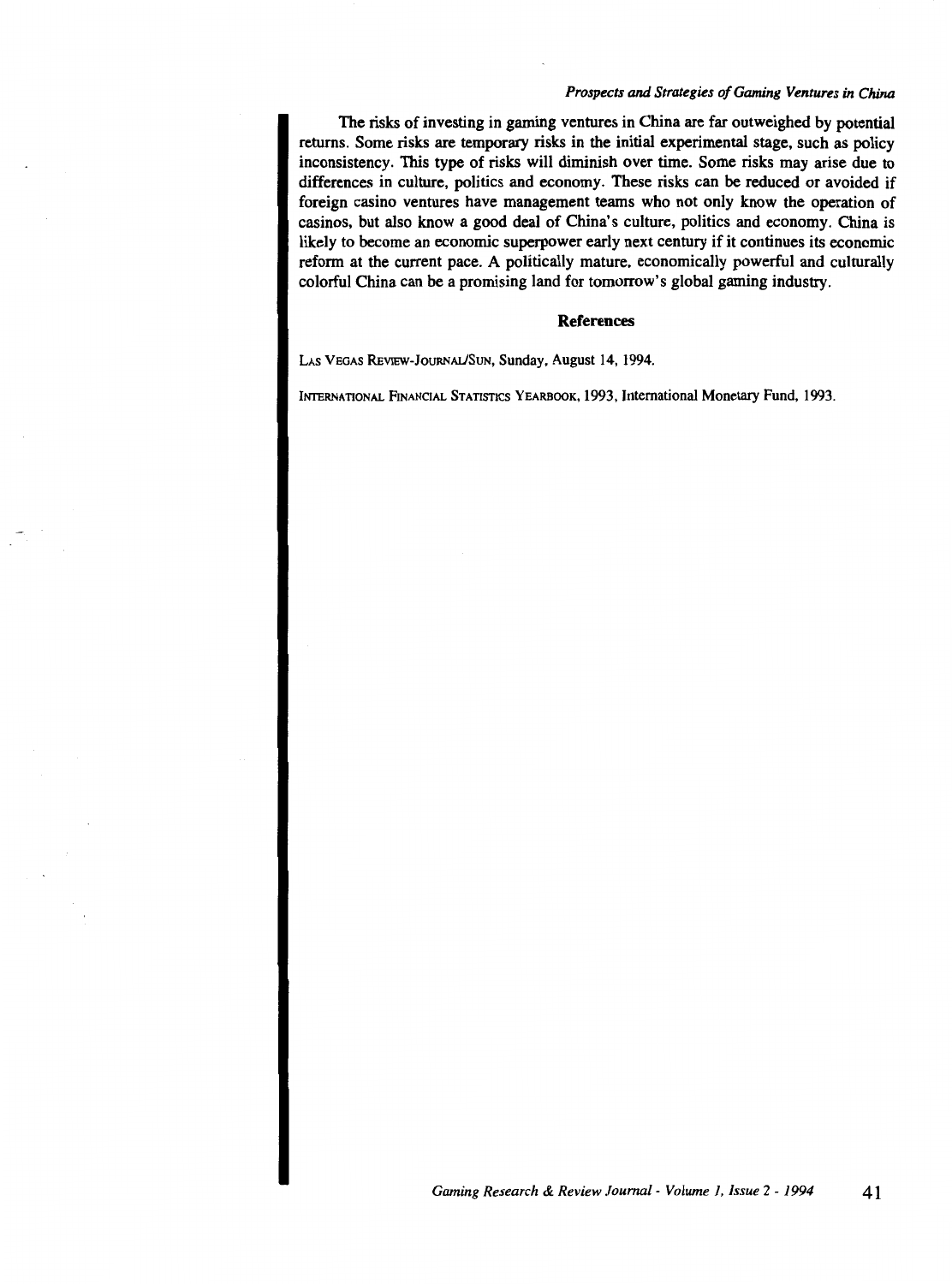The risks of investing in gaming ventures in China are far outweighed by potential returns. Some risks are temporary risks in the initial experimental stage, such as policy inconsistency. This type of risks will diminish over time. Some risks may arise due to differences in culture, politics and economy. These risks can be reduced or avoided if foreign casino ventures have management teams who not only know the operation of casinos, but also know a good deal of China's culture, politics and economy. China is likely to become an economic superpower early next century if it continues its economic reform at the current pace. A politically mature, economically powerful and culturally colorful China can be a promising land for tomorrow's global gaming industry.

## References

Las Vegas Review-Journal/Sun, Sunday, August 14, 1994.

International Financial Statistics Yearbook, 1993, International Monetary Fund, 1993.